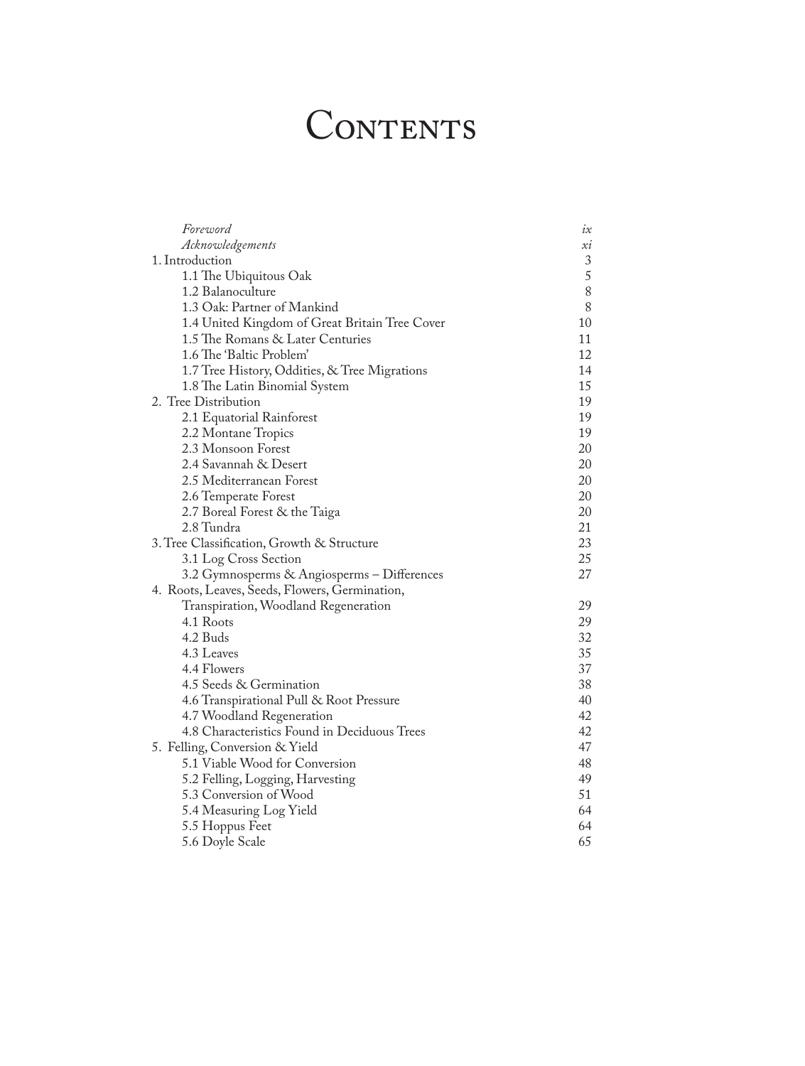# Contents

| | |
|---|---|
| *Foreword* | *ix* |
| *Acknowledgements* | *xi* |
| 1. Introduction | 3 |
| 1.1 The Ubiquitous Oak | 5 |
| 1.2 Balanoculture | 8 |
| 1.3 Oak: Partner of Mankind | 8 |
| 1.4 United Kingdom of Great Britain Tree Cover | 10 |
| 1.5 The Romans & Later Centuries | 11 |
| 1.6 The 'Baltic Problem' | 12 |
| 1.7 Tree History, Oddities, & Tree Migrations | 14 |
| 1.8 The Latin Binomial System | 15 |
| 2. Tree Distribution | 19 |
| 2.1 Equatorial Rainforest | 19 |
| 2.2 Montane Tropics | 19 |
| 2.3 Monsoon Forest | 20 |
| 2.4 Savannah & Desert | 20 |
| 2.5 Mediterranean Forest | 20 |
| 2.6 Temperate Forest | 20 |
| 2.7 Boreal Forest & the Taiga | 20 |
| 2.8 Tundra | 21 |
| 3. Tree Classification, Growth & Structure | 23 |
| 3.1 Log Cross Section | 25 |
| 3.2 Gymnosperms & Angiosperms – Differences | 27 |
| 4. Roots, Leaves, Seeds, Flowers, Germination, Transpiration, Woodland Regeneration | 29 |
| 4.1 Roots | 29 |
| 4.2 Buds | 32 |
| 4.3 Leaves | 35 |
| 4.4 Flowers | 37 |
| 4.5 Seeds & Germination | 38 |
| 4.6 Transpirational Pull & Root Pressure | 40 |
| 4.7 Woodland Regeneration | 42 |
| 4.8 Characteristics Found in Deciduous Trees | 42 |
| 5. Felling, Conversion & Yield | 47 |
| 5.1 Viable Wood for Conversion | 48 |
| 5.2 Felling, Logging, Harvesting | 49 |
| 5.3 Conversion of Wood | 51 |
| 5.4 Measuring Log Yield | 64 |
| 5.5 Hoppus Feet | 64 |
| 5.6 Doyle Scale | 65 |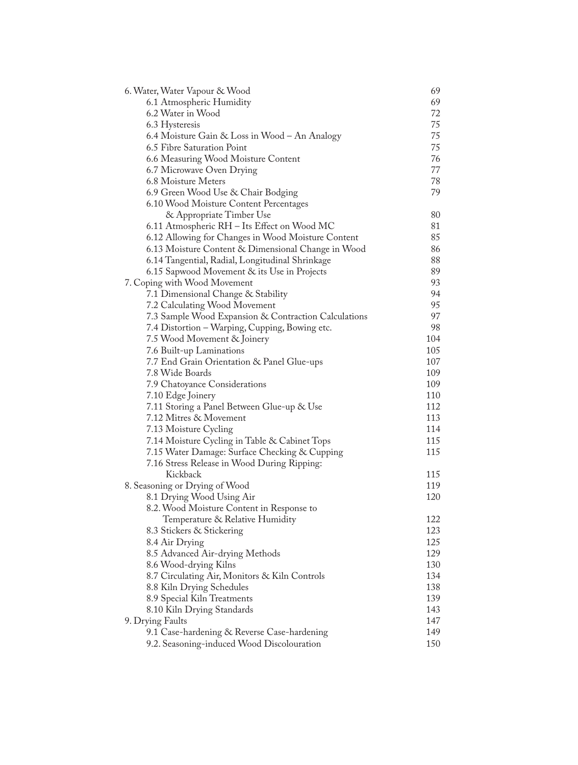| | |
|---|---|
| 6. Water, Water Vapour & Wood | 69 |
| 6.1 Atmospheric Humidity | 69 |
| 6.2 Water in Wood | 72 |
| 6.3 Hysteresis | 75 |
| 6.4 Moisture Gain & Loss in Wood – An Analogy | 75 |
| 6.5 Fibre Saturation Point | 75 |
| 6.6 Measuring Wood Moisture Content | 76 |
| 6.7 Microwave Oven Drying | 77 |
| 6.8 Moisture Meters | 78 |
| 6.9 Green Wood Use & Chair Bodging | 79 |
| 6.10 Wood Moisture Content Percentages & Appropriate Timber Use | 80 |
| 6.11 Atmospheric RH – Its Effect on Wood MC | 81 |
| 6.12 Allowing for Changes in Wood Moisture Content | 85 |
| 6.13 Moisture Content & Dimensional Change in Wood | 86 |
| 6.14 Tangential, Radial, Longitudinal Shrinkage | 88 |
| 6.15 Sapwood Movement & its Use in Projects | 89 |
| 7. Coping with Wood Movement | 93 |
| 7.1 Dimensional Change & Stability | 94 |
| 7.2 Calculating Wood Movement | 95 |
| 7.3 Sample Wood Expansion & Contraction Calculations | 97 |
| 7.4 Distortion – Warping, Cupping, Bowing etc. | 98 |
| 7.5 Wood Movement & Joinery | 104 |
| 7.6 Built-up Laminations | 105 |
| 7.7 End Grain Orientation & Panel Glue-ups | 107 |
| 7.8 Wide Boards | 109 |
| 7.9 Chatoyance Considerations | 109 |
| 7.10 Edge Joinery | 110 |
| 7.11 Storing a Panel Between Glue-up & Use | 112 |
| 7.12 Mitres & Movement | 113 |
| 7.13 Moisture Cycling | 114 |
| 7.14 Moisture Cycling in Table & Cabinet Tops | 115 |
| 7.15 Water Damage: Surface Checking & Cupping | 115 |
| 7.16 Stress Release in Wood During Ripping: Kickback | 115 |
| 8. Seasoning or Drying of Wood | 119 |
| 8.1 Drying Wood Using Air | 120 |
| 8.2. Wood Moisture Content in Response to Temperature & Relative Humidity | 122 |
| 8.3 Stickers & Stickering | 123 |
| 8.4 Air Drying | 125 |
| 8.5 Advanced Air-drying Methods | 129 |
| 8.6 Wood-drying Kilns | 130 |
| 8.7 Circulating Air, Monitors & Kiln Controls | 134 |
| 8.8 Kiln Drying Schedules | 138 |
| 8.9 Special Kiln Treatments | 139 |
| 8.10 Kiln Drying Standards | 143 |
| 9. Drying Faults | 147 |
| 9.1 Case-hardening & Reverse Case-hardening | 149 |
| 9.2. Seasoning-induced Wood Discolouration | 150 |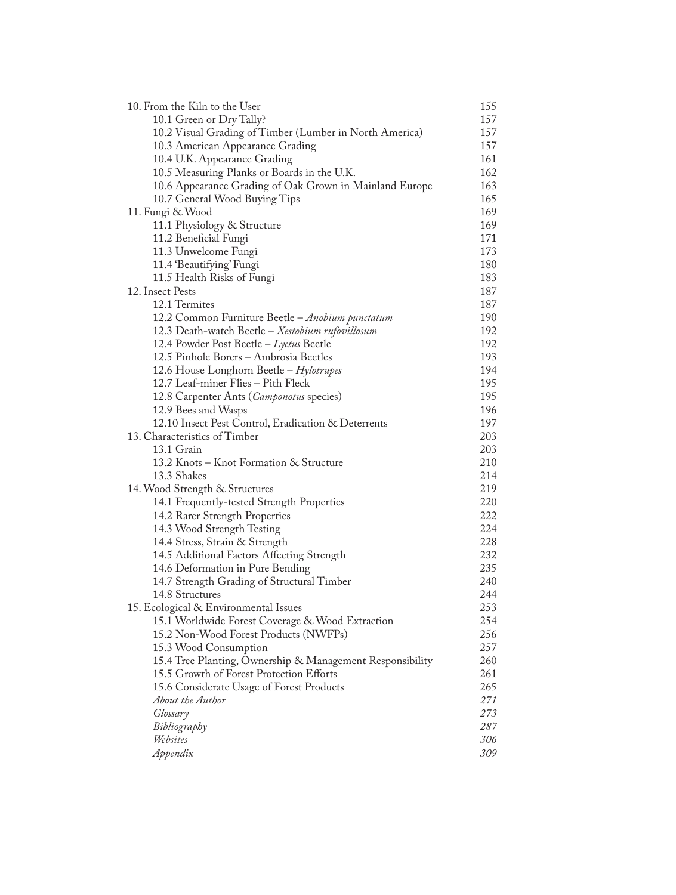| | |
|---|---|
| 10. From the Kiln to the User | 155 |
| 10.1 Green or Dry Tally? | 157 |
| 10.2 Visual Grading of Timber (Lumber in North America) | 157 |
| 10.3 American Appearance Grading | 157 |
| 10.4 U.K. Appearance Grading | 161 |
| 10.5 Measuring Planks or Boards in the U.K. | 162 |
| 10.6 Appearance Grading of Oak Grown in Mainland Europe | 163 |
| 10.7 General Wood Buying Tips | 165 |
| 11. Fungi & Wood | 169 |
| 11.1 Physiology & Structure | 169 |
| 11.2 Beneficial Fungi | 171 |
| 11.3 Unwelcome Fungi | 173 |
| 11.4 'Beautifying' Fungi | 180 |
| 11.5 Health Risks of Fungi | 183 |
| 12. Insect Pests | 187 |
| 12.1 Termites | 187 |
| 12.2 Common Furniture Beetle – *Anobium punctatum* | 190 |
| 12.3 Death-watch Beetle – *Xestobium rufovillosum* | 192 |
| 12.4 Powder Post Beetle – *Lyctus* Beetle | 192 |
| 12.5 Pinhole Borers – Ambrosia Beetles | 193 |
| 12.6 House Longhorn Beetle – *Hylotrupes* | 194 |
| 12.7 Leaf-miner Flies – Pith Fleck | 195 |
| 12.8 Carpenter Ants (*Camponotus* species) | 195 |
| 12.9 Bees and Wasps | 196 |
| 12.10 Insect Pest Control, Eradication & Deterrents | 197 |
| 13. Characteristics of Timber | 203 |
| 13.1 Grain | 203 |
| 13.2 Knots – Knot Formation & Structure | 210 |
| 13.3 Shakes | 214 |
| 14. Wood Strength & Structures | 219 |
| 14.1 Frequently-tested Strength Properties | 220 |
| 14.2 Rarer Strength Properties | 222 |
| 14.3 Wood Strength Testing | 224 |
| 14.4 Stress, Strain & Strength | 228 |
| 14.5 Additional Factors Affecting Strength | 232 |
| 14.6 Deformation in Pure Bending | 235 |
| 14.7 Strength Grading of Structural Timber | 240 |
| 14.8 Structures | 244 |
| 15. Ecological & Environmental Issues | 253 |
| 15.1 Worldwide Forest Coverage & Wood Extraction | 254 |
| 15.2 Non-Wood Forest Products (NWFPs) | 256 |
| 15.3 Wood Consumption | 257 |
| 15.4 Tree Planting, Ownership & Management Responsibility | 260 |
| 15.5 Growth of Forest Protection Efforts | 261 |
| 15.6 Considerate Usage of Forest Products | 265 |
| *About the Author* | *271* |
| *Glossary* | *273* |
| *Bibliography* | *287* |
| *Websites* | *306* |
| *Appendix* | *309* |